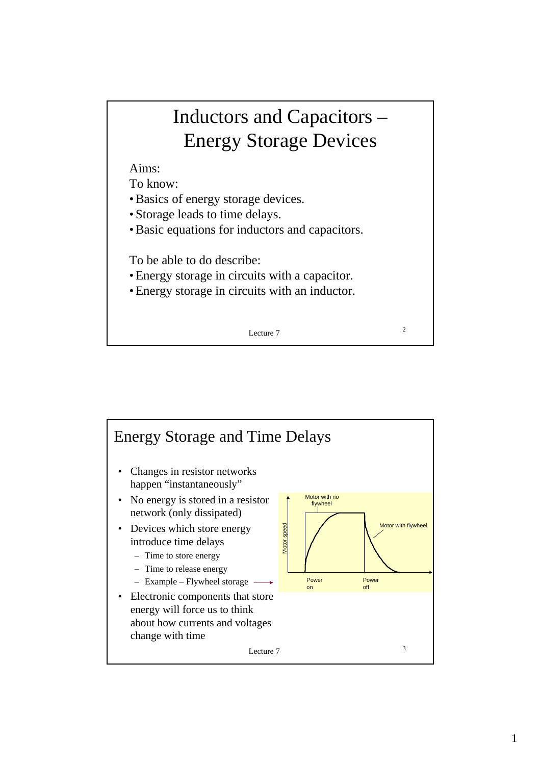# Inductors and Capacitors – Energy Storage Devices

Aims:

To know:

- Basics of energy storage devices.
- Storage leads to time delays.
- Basic equations for inductors and capacitors.

To be able to do describe:

- Energy storage in circuits with a capacitor.
- Energy storage in circuits with an inductor.

## Energy Storage and Time Delays

- Changes in resistor networks happen "instantaneously"
- No energy is stored in a resistor network (only dissipated)
- Devices which store energy introduce time delays
  - Time to store energy
  - Time to release energy
  - Example – Flywheel storage
- Electronic components that store energy will force us to think about how currents and voltages change with time

Motor with no flywheel

Motor with flywheel

Motor speed

Power on

Power off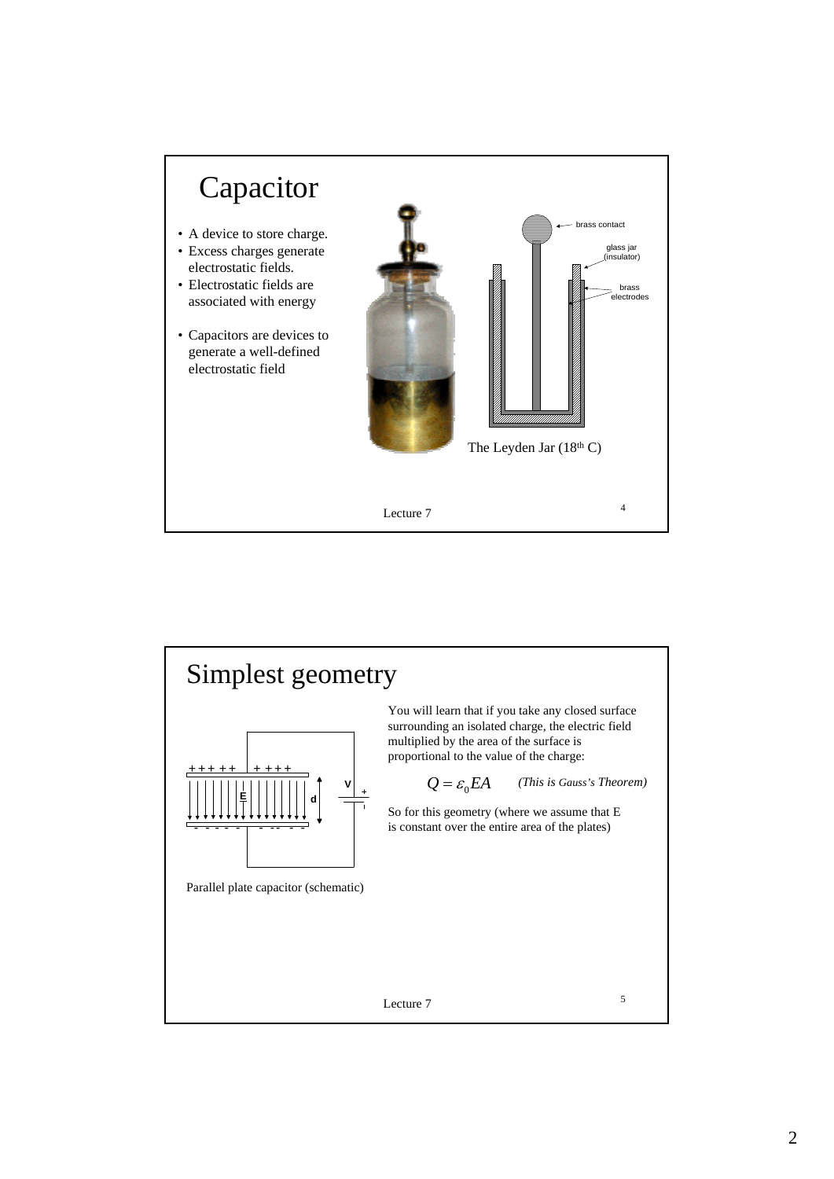# Capacitor

- A device to store charge.
- Excess charges generate electrostatic fields.
- Electrostatic fields are associated with energy
- Capacitors are devices to generate a well-defined electrostatic field

brass contact

glass jar (insulator)

brass electrodes

The Leyden Jar ($18^{th}$ C)

# Simplest geometry

Parallel plate capacitor (schematic)

You will learn that if you take any closed surface surrounding an isolated charge, the electric field multiplied by the area of the surface is proportional to the value of the charge:

$$Q = \varepsilon_0 EA$$ *(This is Gauss's Theorem)*

So for this geometry (where we assume that E is constant over the entire area of the plates)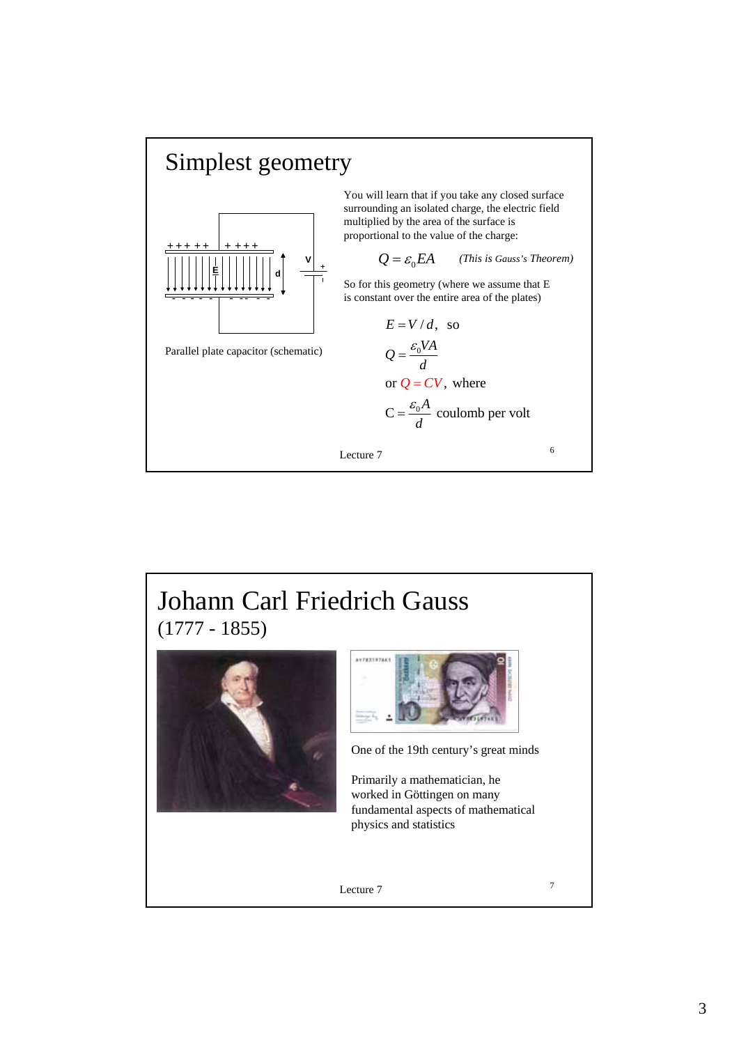## Simplest geometry

Parallel plate capacitor (schematic)

You will learn that if you take any closed surface surrounding an isolated charge, the electric field multiplied by the area of the surface is proportional to the value of the charge:

$$Q = \varepsilon_0 EA \qquad \textit{(This is Gauss's Theorem)}$$

So for this geometry (where we assume that E is constant over the entire area of the plates)

$$E = V/d, \text{ so}$$

$$Q = \frac{\varepsilon_0 VA}{d}$$

or $Q = CV$, where

$$C = \frac{\varepsilon_0 A}{d} \text{ coulomb per volt}$$

Lecture 7

## Johann Carl Friedrich Gauss

(1777 - 1855)

One of the 19th century's great minds

Primarily a mathematician, he worked in Göttingen on many fundamental aspects of mathematical physics and statistics

Lecture 7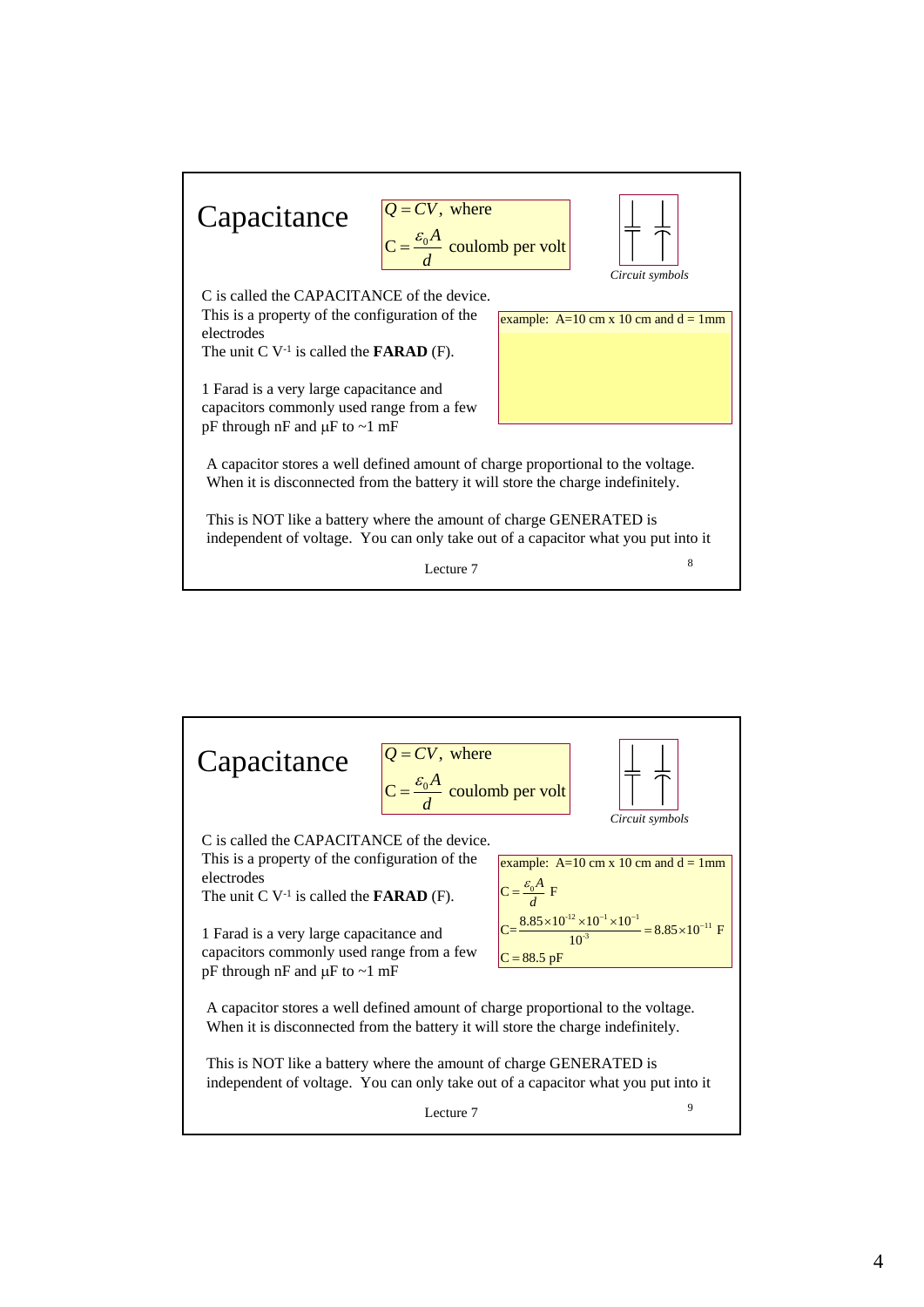# Capacitance

$$Q = CV, \text{ where}$$
$$C = \frac{\varepsilon_0 A}{d} \text{ coulomb per volt}$$

*Circuit symbols*

C is called the CAPACITANCE of the device.
This is a property of the configuration of the electrodes
The unit C $V^{-1}$ is called the **FARAD** (F).

1 Farad is a very large capacitance and capacitors commonly used range from a few pF through nF and μF to ~1 mF

example: A=10 cm x 10 cm and d = 1mm

A capacitor stores a well defined amount of charge proportional to the voltage. When it is disconnected from the battery it will store the charge indefinitely.

This is NOT like a battery where the amount of charge GENERATED is independent of voltage. You can only take out of a capacitor what you put into it

Lecture 7

# Capacitance

$$Q = CV, \text{ where}$$
$$C = \frac{\varepsilon_0 A}{d} \text{ coulomb per volt}$$

*Circuit symbols*

C is called the CAPACITANCE of the device.
This is a property of the configuration of the electrodes
The unit C $V^{-1}$ is called the **FARAD** (F).

1 Farad is a very large capacitance and capacitors commonly used range from a few pF through nF and μF to ~1 mF

example: A=10 cm x 10 cm and d = 1mm

$$C = \frac{\varepsilon_0 A}{d} \text{ F}$$
$$C = \frac{8.85 \times 10^{-12} \times 10^{-1} \times 10^{-1}}{10^{-3}} = 8.85 \times 10^{-11} \text{ F}$$
$$C = 88.5 \text{ pF}$$

A capacitor stores a well defined amount of charge proportional to the voltage. When it is disconnected from the battery it will store the charge indefinitely.

This is NOT like a battery where the amount of charge GENERATED is independent of voltage. You can only take out of a capacitor what you put into it

Lecture 7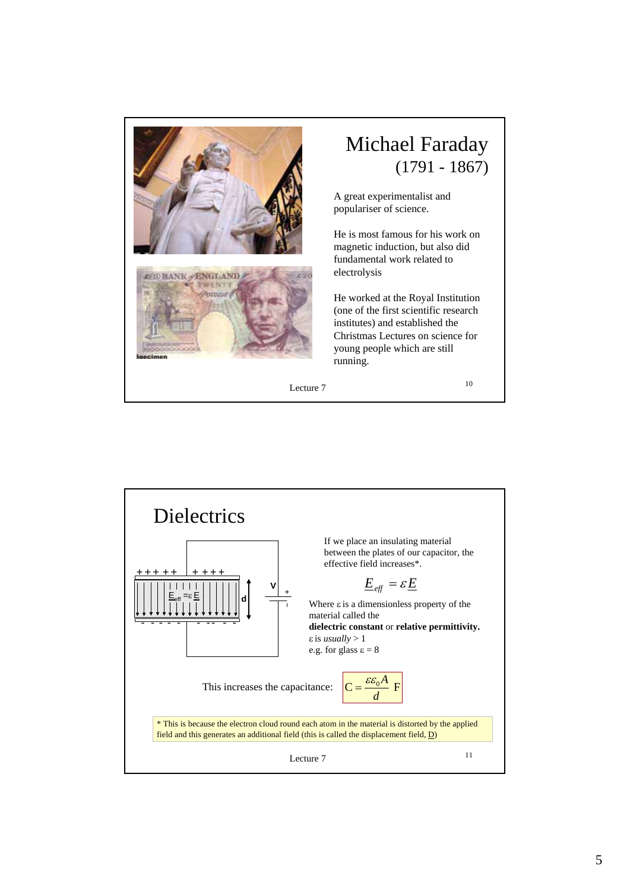# Michael Faraday
(1791 - 1867)

A great experimentalist and populariser of science.

He is most famous for his work on magnetic induction, but also did fundamental work related to electrolysis

He worked at the Royal Institution (one of the first scientific research institutes) and established the Christmas Lectures on science for young people which are still running.

# Dielectrics

If we place an insulating material between the plates of our capacitor, the effective field increases*.

$$\underline{E}_{eff} = \varepsilon \underline{E}$$

Where $\varepsilon$ is a dimensionless property of the material called the **dielectric constant** or **relative permittivity.**

$\varepsilon$ is *usually* > 1

e.g. for glass $\varepsilon = 8$

This increases the capacitance: $C = \dfrac{\varepsilon\varepsilon_0 A}{d}$ F

* This is because the electron cloud round each atom in the material is distorted by the applied field and this generates an additional field (this is called the displacement field, $\underline{D}$)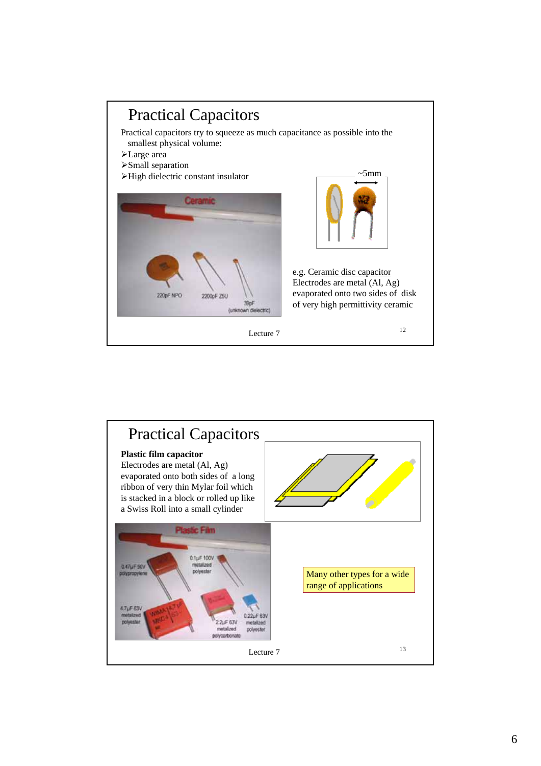# Practical Capacitors

Practical capacitors try to squeeze as much capacitance as possible into the smallest physical volume:

- Large area
- Small separation
- High dielectric constant insulator

~5mm

e.g. Ceramic disc capacitor
Electrodes are metal (Al, Ag) evaporated onto two sides of disk of very high permittivity ceramic

Lecture 7

# Practical Capacitors

**Plastic film capacitor**
Electrodes are metal (Al, Ag) evaporated onto both sides of a long ribbon of very thin Mylar foil which is stacked in a block or rolled up like a Swiss Roll into a small cylinder

Many other types for a wide range of applications

Lecture 7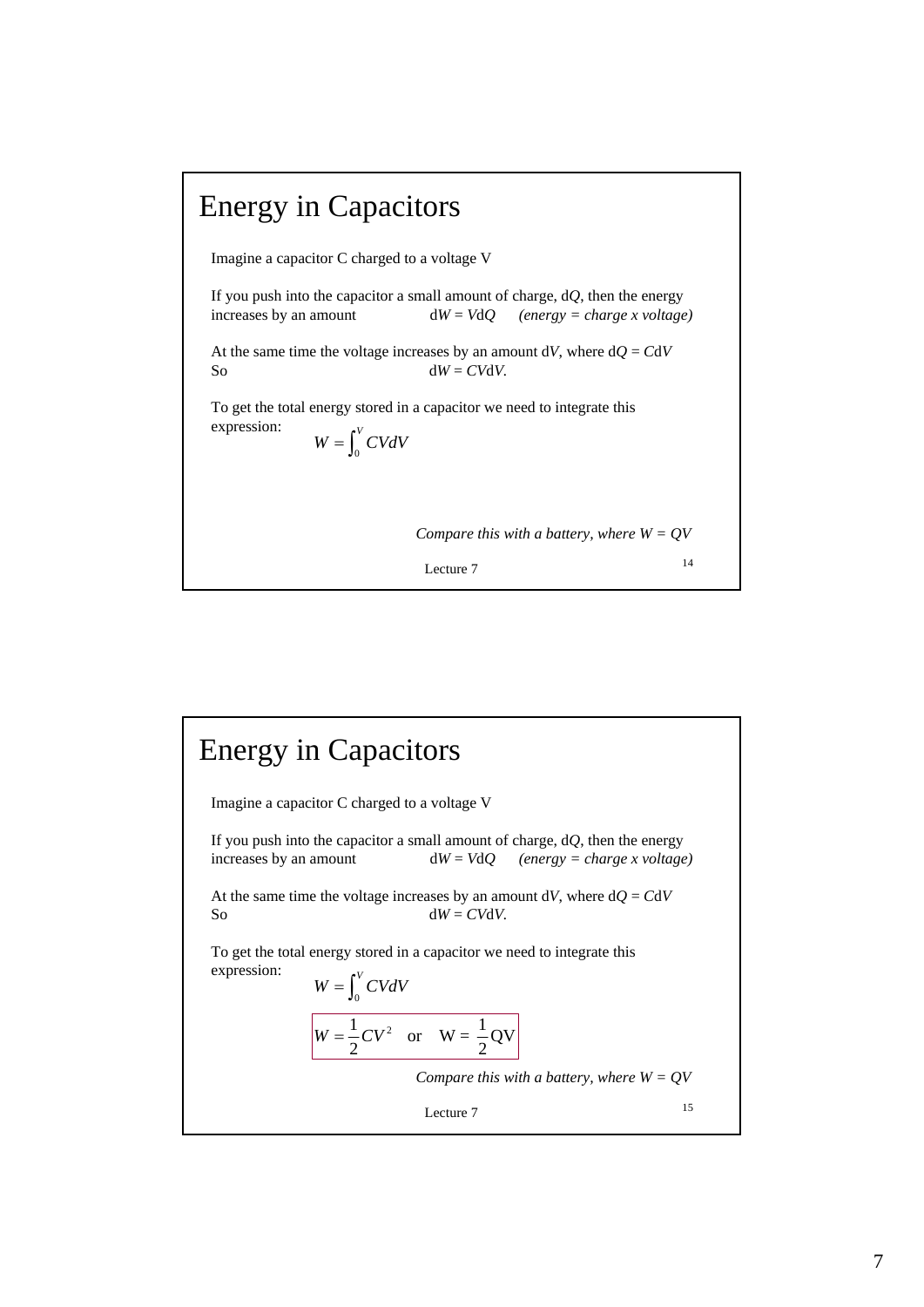# Energy in Capacitors

Imagine a capacitor C charged to a voltage V

If you push into the capacitor a small amount of charge, d$Q$, then the energy increases by an amount d$W$ = $V$d$Q$ *(energy = charge x voltage)*

At the same time the voltage increases by an amount d$V$, where d$Q$ = $C$d$V$

So d$W$ = $CV$d$V$.

To get the total energy stored in a capacitor we need to integrate this expression:

$$W = \int_0^V CVdV$$

*Compare this with a battery, where $W = QV$*

Lecture 7

14

# Energy in Capacitors

Imagine a capacitor C charged to a voltage V

If you push into the capacitor a small amount of charge, d$Q$, then the energy increases by an amount d$W$ = $V$d$Q$ *(energy = charge x voltage)*

At the same time the voltage increases by an amount d$V$, where d$Q$ = $C$d$V$

So d$W$ = $CV$d$V$.

To get the total energy stored in a capacitor we need to integrate this expression:

$$W = \int_0^V CVdV$$

$$W = \frac{1}{2}CV^2 \quad \text{or} \quad \mathrm{W} = \frac{1}{2}\mathrm{QV}$$

*Compare this with a battery, where $W = QV$*

Lecture 7

15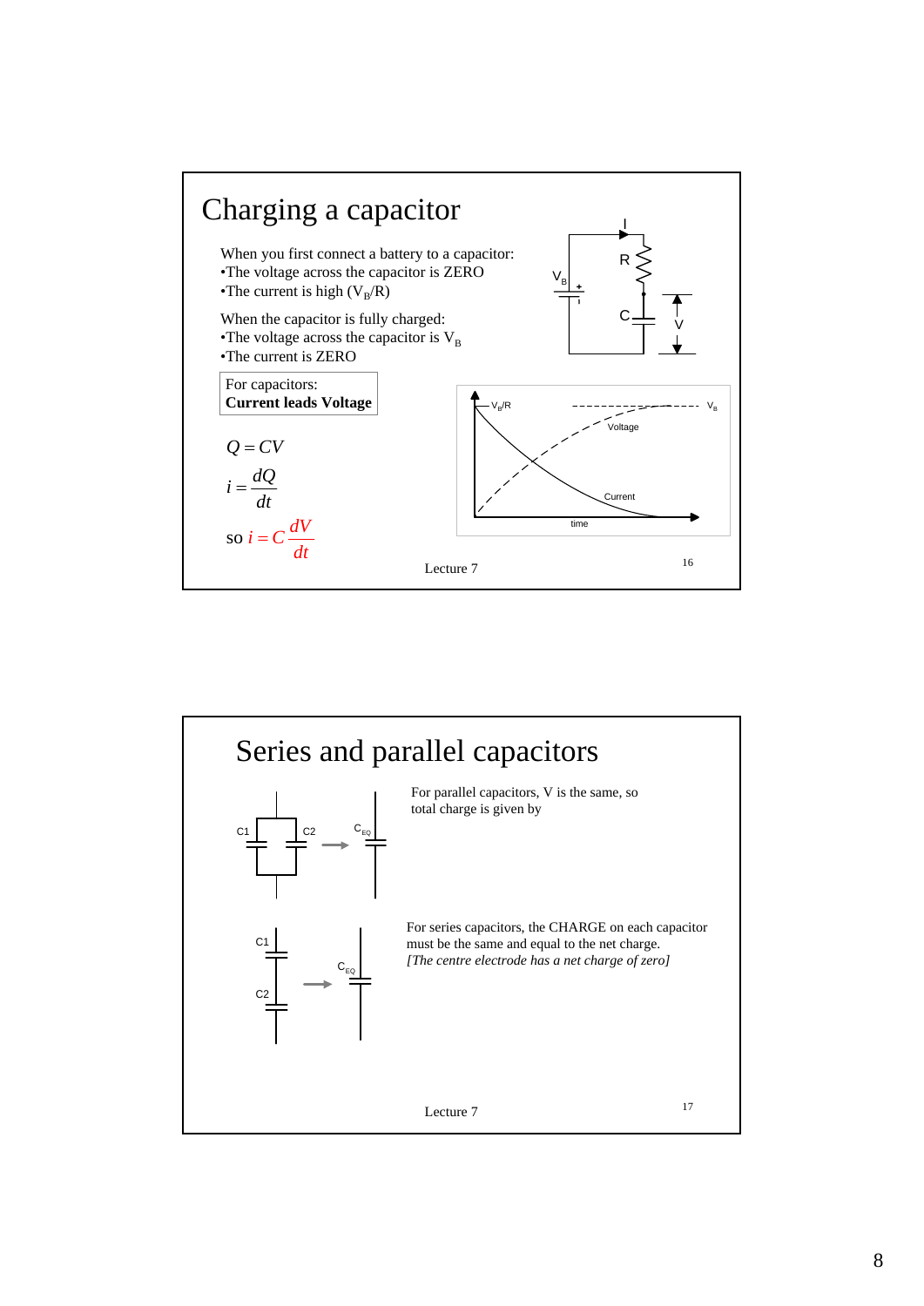# Charging a capacitor

When you first connect a battery to a capacitor:
- The voltage across the capacitor is ZERO
- The current is high ($V_B/R$)

When the capacitor is fully charged:
- The voltage across the capacitor is $V_B$
- The current is ZERO

For capacitors:
**Current leads Voltage**

$$Q = CV$$

$$i = \frac{dQ}{dt}$$

so $i = C\frac{dV}{dt}$

Lecture 7

# Series and parallel capacitors

For parallel capacitors, V is the same, so total charge is given by

For series capacitors, the CHARGE on each capacitor must be the same and equal to the net charge.
*[The centre electrode has a net charge of zero]*

Lecture 7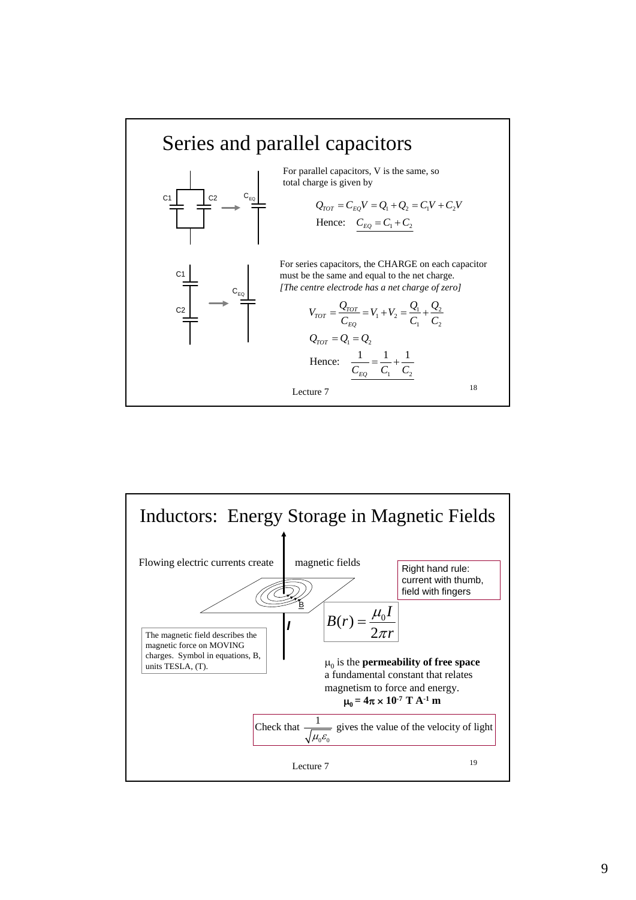## Series and parallel capacitors

C1 C2 → $C_{EQ}$

For parallel capacitors, V is the same, so total charge is given by

$$Q_{TOT} = C_{EQ}V = Q_1 + Q_2 = C_1V + C_2V$$

Hence: $C_{EQ} = C_1 + C_2$

C1 C2 → $C_{EQ}$

For series capacitors, the CHARGE on each capacitor must be the same and equal to the net charge.
*[The centre electrode has a net charge of zero]*

$$V_{TOT} = \frac{Q_{TOT}}{C_{EQ}} = V_1 + V_2 = \frac{Q_1}{C_1} + \frac{Q_2}{C_2}$$

$$Q_{TOT} = Q_1 = Q_2$$

Hence: $\frac{1}{C_{EQ}} = \frac{1}{C_1} + \frac{1}{C_2}$

Lecture 7

---

## Inductors: Energy Storage in Magnetic Fields

Flowing electric currents create magnetic fields

Right hand rule: current with thumb, field with fingers

B

*I*

$$B(r) = \frac{\mu_0 I}{2\pi r}$$

The magnetic field describes the magnetic force on MOVING charges. Symbol in equations, B, units TESLA, (T).

$\mu_0$ is the **permeability of free space** a fundamental constant that relates magnetism to force and energy.

$\mathbf{\mu_0 = 4\pi \times 10^{-7}\ T\ A^{-1}\ m}$

Check that $\frac{1}{\sqrt{\mu_0 \varepsilon_0}}$ gives the value of the velocity of light

Lecture 7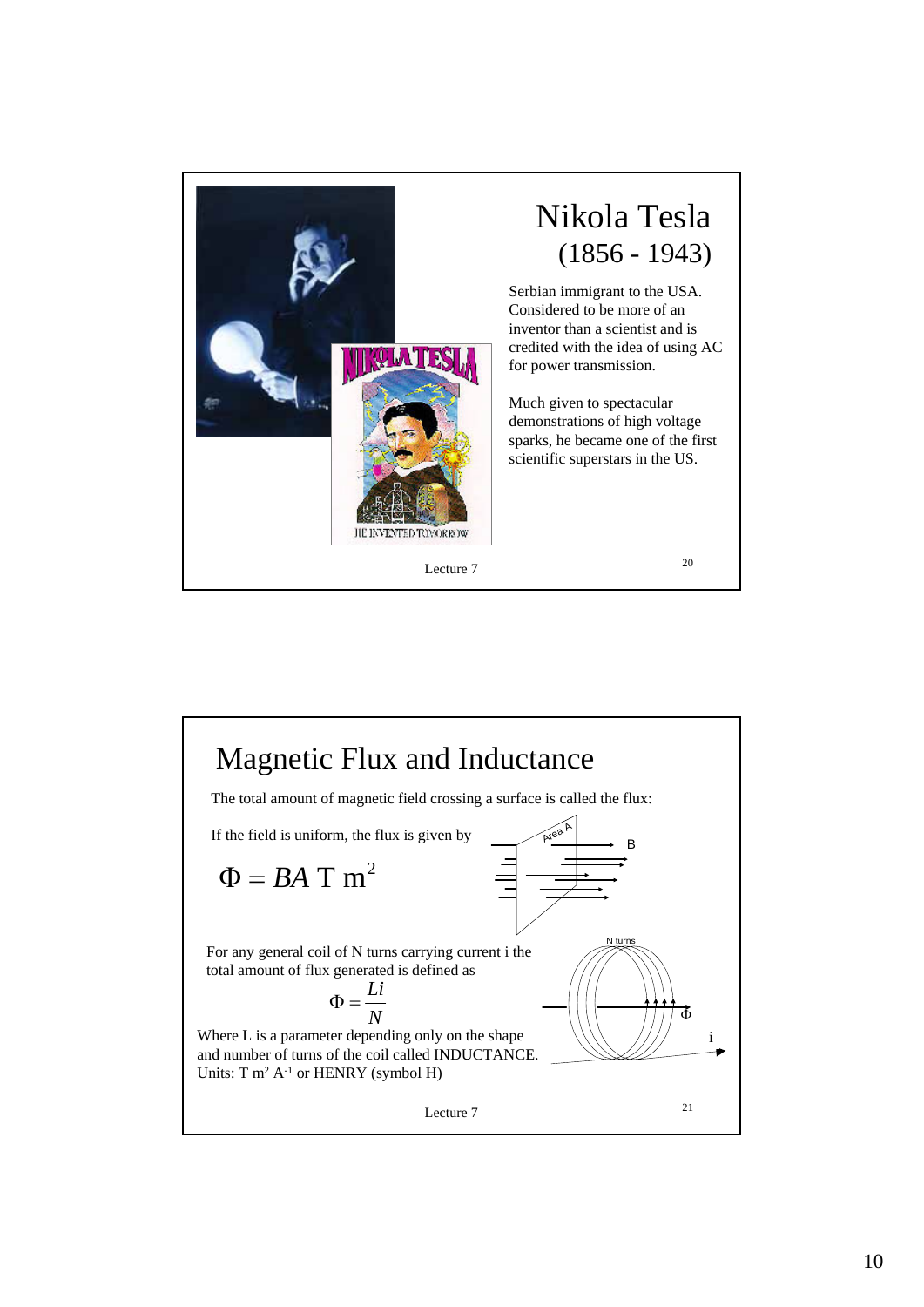# Nikola Tesla

## (1856 - 1943)

Serbian immigrant to the USA. Considered to be more of an inventor than a scientist and is credited with the idea of using AC for power transmission.

Much given to spectacular demonstrations of high voltage sparks, he became one of the first scientific superstars in the US.

# Magnetic Flux and Inductance

The total amount of magnetic field crossing a surface is called the flux:

If the field is uniform, the flux is given by

$$\Phi = BA \text{ T m}^2$$

For any general coil of N turns carrying current i the total amount of flux generated is defined as

$$\Phi = \frac{Li}{N}$$

Where L is a parameter depending only on the shape and number of turns of the coil called INDUCTANCE. Units: T $m^2$ $A^{-1}$ or HENRY (symbol H)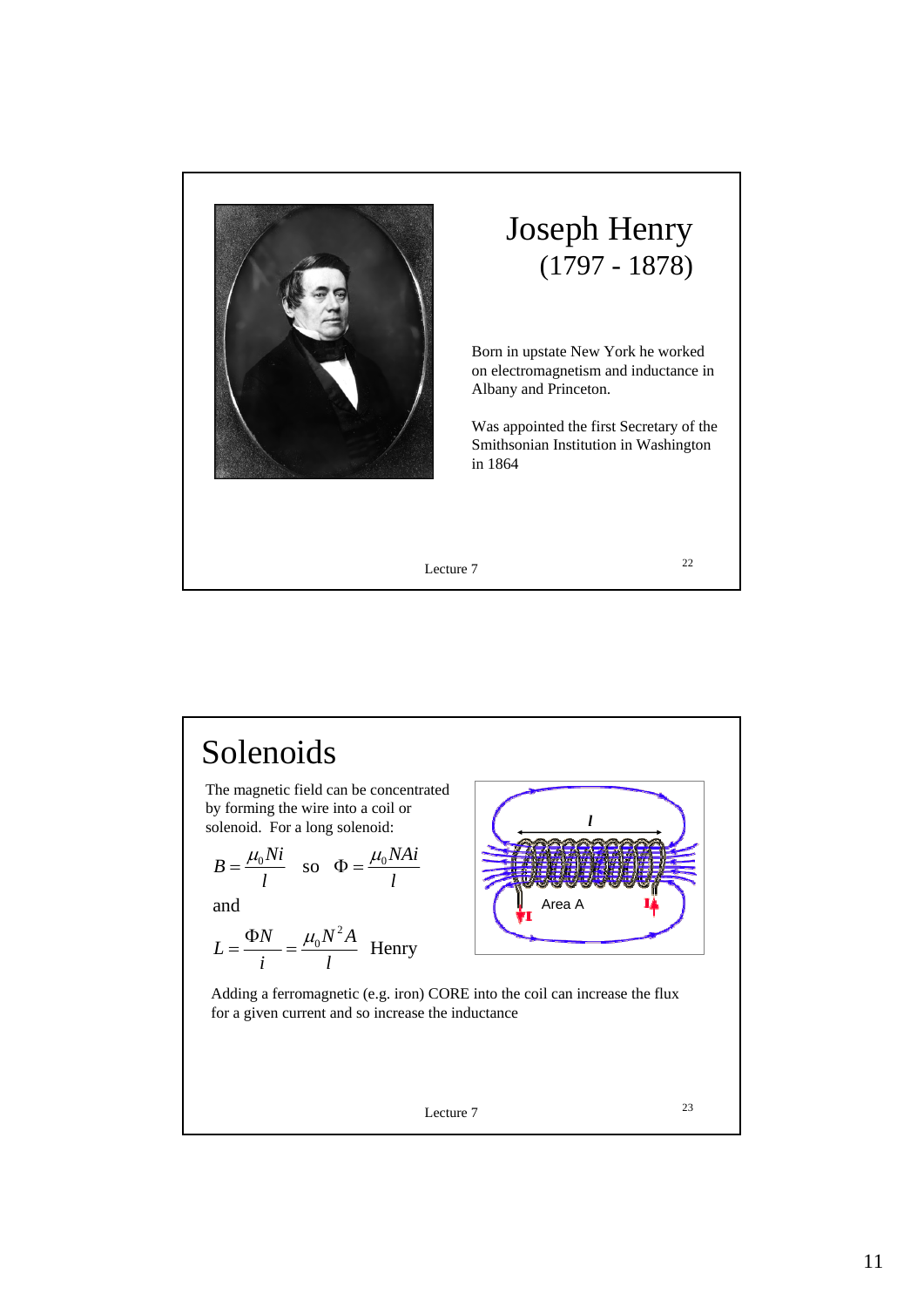# Joseph Henry
(1797 - 1878)

Born in upstate New York he worked on electromagnetism and inductance in Albany and Princeton.

Was appointed the first Secretary of the Smithsonian Institution in Washington in 1864

Lecture 7

# Solenoids

The magnetic field can be concentrated by forming the wire into a coil or solenoid. For a long solenoid:

$$B = \frac{\mu_0 N i}{l} \quad \text{so} \quad \Phi = \frac{\mu_0 N A i}{l}$$

and

$$L = \frac{\Phi N}{i} = \frac{\mu_0 N^2 A}{l} \quad \text{Henry}$$

Adding a ferromagnetic (e.g. iron) CORE into the coil can increase the flux for a given current and so increase the inductance

Lecture 7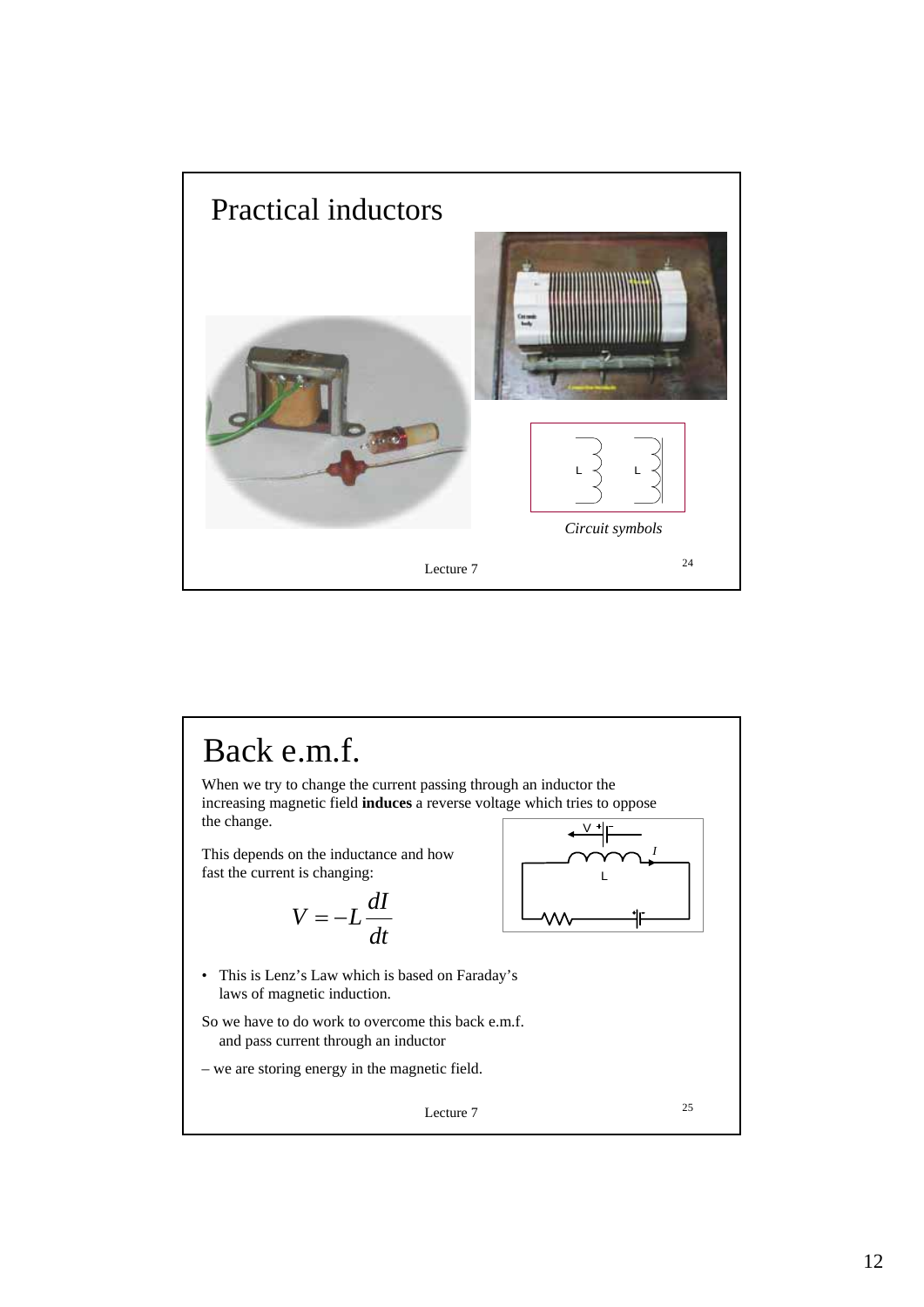# Practical inductors

*Circuit symbols*

# Back e.m.f.

When we try to change the current passing through an inductor the increasing magnetic field **induces** a reverse voltage which tries to oppose the change.

This depends on the inductance and how fast the current is changing:

$$V = -L\frac{dI}{dt}$$

- This is Lenz's Law which is based on Faraday's laws of magnetic induction.

So we have to do work to overcome this back e.m.f. and pass current through an inductor

– we are storing energy in the magnetic field.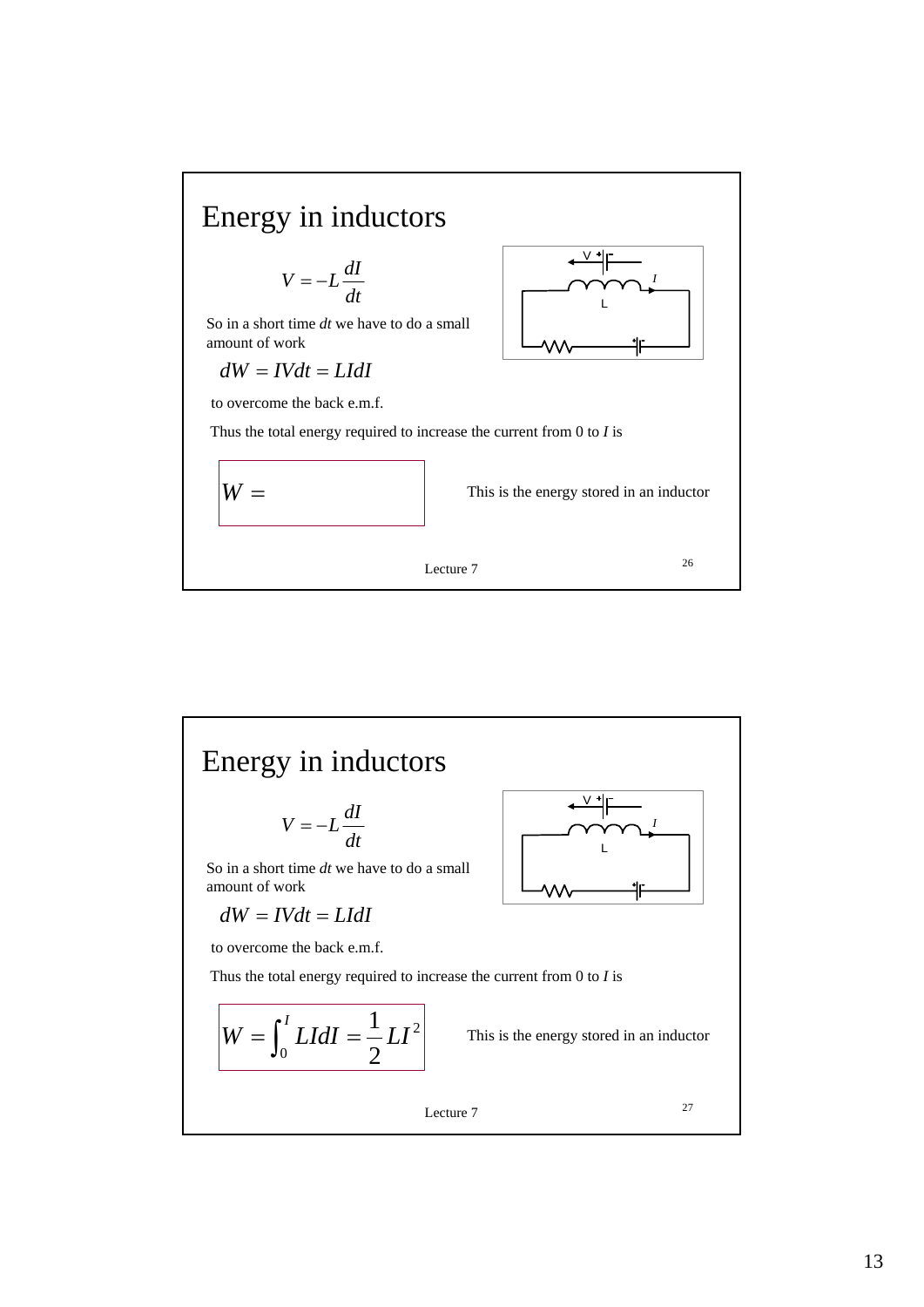## Energy in inductors

$$V = -L\frac{dI}{dt}$$

So in a short time *dt* we have to do a small amount of work

$$dW = IVdt = LIdI$$

to overcome the back e.m.f.

Thus the total energy required to increase the current from 0 to *I* is

$$W =$$

This is the energy stored in an inductor

Lecture 7

26

## Energy in inductors

$$V = -L\frac{dI}{dt}$$

So in a short time *dt* we have to do a small amount of work

$$dW = IVdt = LIdI$$

to overcome the back e.m.f.

Thus the total energy required to increase the current from 0 to *I* is

$$W = \int_0^I LIdI = \frac{1}{2}LI^2$$

This is the energy stored in an inductor

Lecture 7

27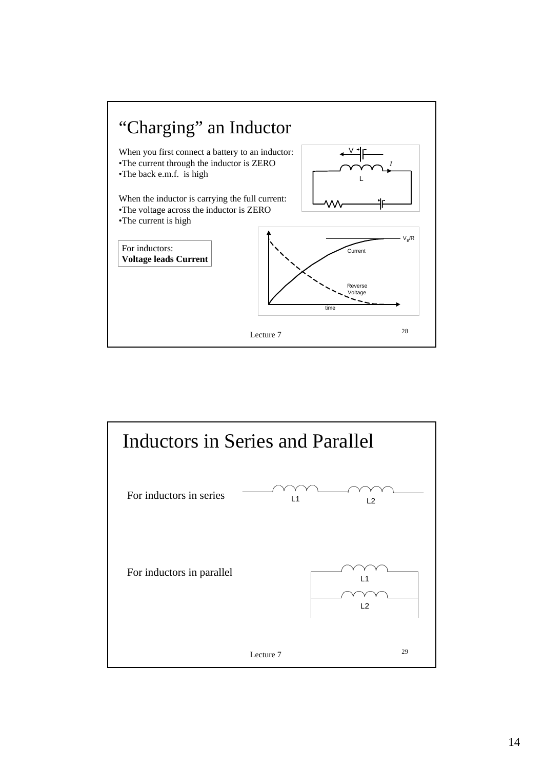# "Charging" an Inductor

When you first connect a battery to an inductor:
- The current through the inductor is ZERO
- The back e.m.f. is high

When the inductor is carrying the full current:
- The voltage across the inductor is ZERO
- The current is high

For inductors:
**Voltage leads Current**

V

$I$

L

$V_B/R$

Current

Reverse Voltage

time

Lecture 7

# Inductors in Series and Parallel

For inductors in series

L1 L2

For inductors in parallel

L1

L2

Lecture 7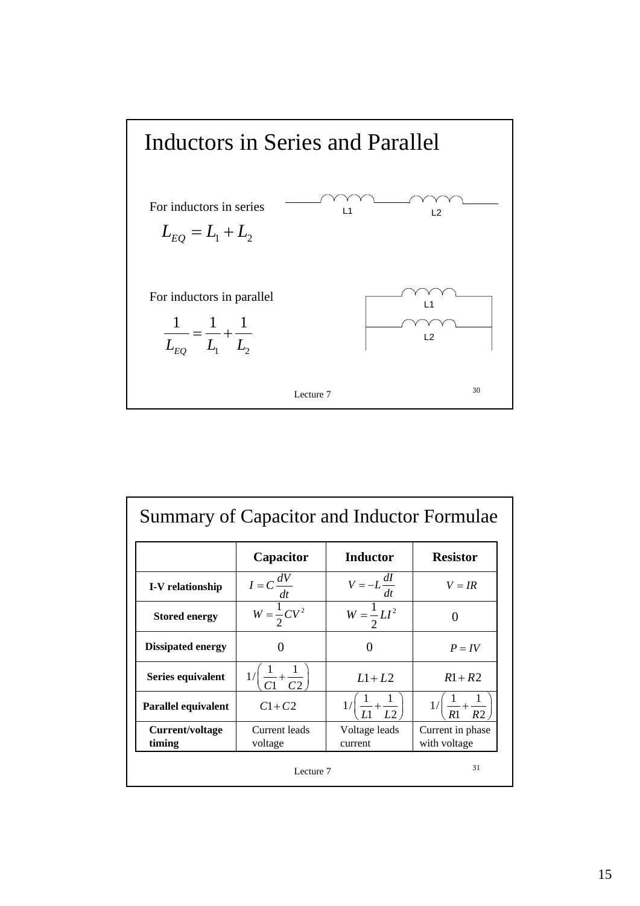# Inductors in Series and Parallel

For inductors in series

$$L_{EQ} = L_1 + L_2$$

L1 L2

For inductors in parallel

$$\frac{1}{L_{EQ}} = \frac{1}{L_1} + \frac{1}{L_2}$$

L1

L2

Lecture 7

# Summary of Capacitor and Inductor Formulae

| | Capacitor | Inductor | Resistor |
|---|---|---|---|
| **I-V relationship** | $I = C\frac{dV}{dt}$ | $V = -L\frac{dI}{dt}$ | $V = IR$ |
| **Stored energy** | $W = \frac{1}{2}CV^2$ | $W = \frac{1}{2}LI^2$ | 0 |
| **Dissipated energy** | 0 | 0 | $P = IV$ |
| **Series equivalent** | $1/\left(\frac{1}{C1}+\frac{1}{C2}\right)$ | $L1+L2$ | $R1+R2$ |
| **Parallel equivalent** | $C1+C2$ | $1/\left(\frac{1}{L1}+\frac{1}{L2}\right)$ | $1/\left(\frac{1}{R1}+\frac{1}{R2}\right)$ |
| **Current/voltage timing** | Current leads voltage | Voltage leads current | Current in phase with voltage |

Lecture 7